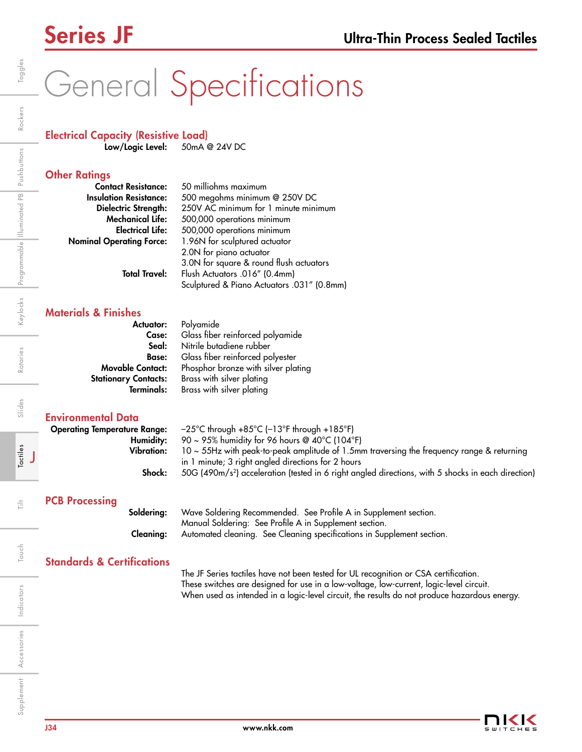# Series JF

## Ultra-Thin Process Sealed Tactiles

# General Specifications

## Electrical Capacity (Resistive Load)

**Low/Logic Level:** 50mA @ 24V DC

## Other Ratings

**Contact Resistance:** 50 milliohms maximum
**Insulation Resistance:** 500 megohms minimum @ 250V DC
**Dielectric Strength:** 250V AC minimum for 1 minute minimum
**Mechanical Life:** 500,000 operations minimum
**Electrical Life:** 500,000 operations minimum
**Nominal Operating Force:** 1.96N for sculptured actuator
2.0N for piano actuator
3.0N for square & round flush actuators
**Total Travel:** Flush Actuators .016" (0.4mm)
Sculptured & Piano Actuators .031" (0.8mm)

## Materials & Finishes

**Actuator:** Polyamide
**Case:** Glass fiber reinforced polyamide
**Seal:** Nitrile butadiene rubber
**Base:** Glass fiber reinforced polyester
**Movable Contact:** Phosphor bronze with silver plating
**Stationary Contacts:** Brass with silver plating
**Terminals:** Brass with silver plating

## Environmental Data

**Operating Temperature Range:** –25°C through +85°C (–13°F through +185°F)
**Humidity:** 90 ~ 95% humidity for 96 hours @ 40°C (104°F)
**Vibration:** 10 ~ 55Hz with peak-to-peak amplitude of 1.5mm traversing the frequency range & returning in 1 minute; 3 right angled directions for 2 hours
**Shock:** 50G (490m/s$^2$) acceleration (tested in 6 right angled directions, with 5 shocks in each direction)

## PCB Processing

**Soldering:** Wave Soldering Recommended. See Profile A in Supplement section.
Manual Soldering: See Profile A in Supplement section.
**Cleaning:** Automated cleaning. See Cleaning specifications in Supplement section.

## Standards & Certifications

The JF Series tactiles have not been tested for UL recognition or CSA certification.
These switches are designed for use in a low-voltage, low-current, logic-level circuit.
When used as intended in a logic-level circuit, the results do not produce hazardous energy.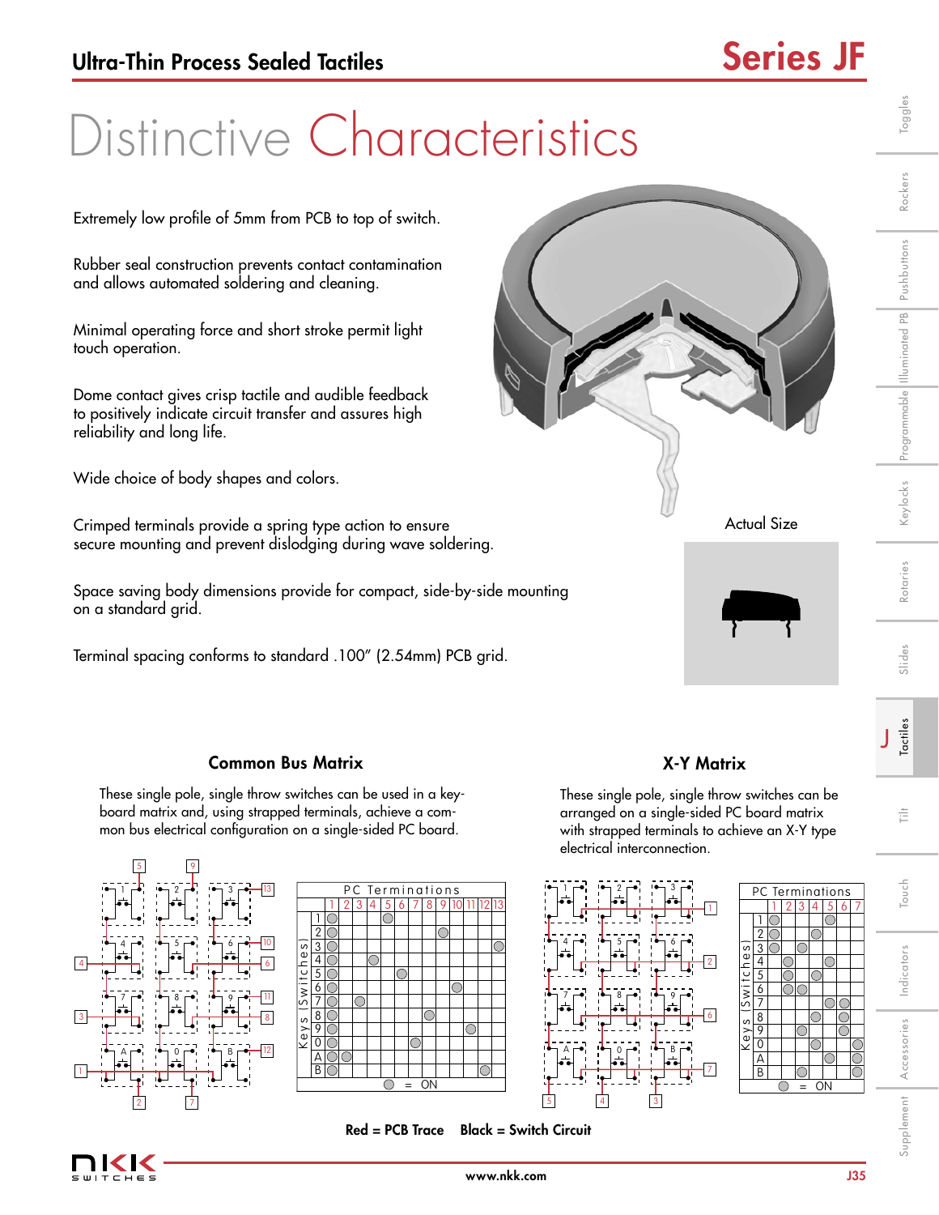# Distinctive Characteristics

Extremely low profile of 5mm from PCB to top of switch.

Rubber seal construction prevents contact contamination and allows automated soldering and cleaning.

Minimal operating force and short stroke permit light touch operation.

Dome contact gives crisp tactile and audible feedback to positively indicate circuit transfer and assures high reliability and long life.

Wide choice of body shapes and colors.

Crimped terminals provide a spring type action to ensure secure mounting and prevent dislodging during wave soldering.

Space saving body dimensions provide for compact, side-by-side mounting on a standard grid.

Terminal spacing conforms to standard .100" (2.54mm) PCB grid.

Actual Size

### Common Bus Matrix

These single pole, single throw switches can be used in a keyboard matrix and, using strapped terminals, achieve a common bus electrical configuration on a single-sided PC board.

| Keys (Switches) | PC Terminations 1 | 2 | 3 | 4 | 5 | 6 | 7 | 8 | 9 | 10 | 11 | 12 | 13 |
|---|---|---|---|---|---|---|---|---|---|---|---|---|---|
| 1 | ● | | | | ● | | | | | | | | |
| 2 | ● | | | | | | | | ● | | | | |
| 3 | ● | | | | | | | | | | | | ● |
| 4 | ● | | | ● | | | | | | | | | |
| 5 | ● | | | | | ● | | | | | | | |
| 6 | ● | | | | | | | | | ● | | | |
| 7 | ● | | ● | | | | | | | | | | |
| 8 | ● | | | | | | | ● | | | | | |
| 9 | ● | | | | | | | | | | ● | | |
| 0 | ● | | | | | | ● | | | | | | |
| A | ● | ● | | | | | | | | | | | |
| B | ● | | | | | | | | | | | ● | |

● = ON

### X-Y Matrix

These single pole, single throw switches can be arranged on a single-sided PC board matrix with strapped terminals to achieve an X-Y type electrical interconnection.

| Keys (Switches) | PC Terminations 1 | 2 | 3 | 4 | 5 | 6 | 7 |
|---|---|---|---|---|---|---|---|
| 1 | ● | | | | ● | | |
| 2 | ● | | | ● | | | |
| 3 | ● | | ● | | | | |
| 4 | | ● | | | ● | | |
| 5 | | ● | | ● | | | |
| 6 | | ● | ● | | | | |
| 7 | | | | | ● | ● | |
| 8 | | | | ● | | ● | |
| 9 | | | ● | | | ● | |
| 0 | | | | ● | | | ● |
| A | | | | | ● | | ● |
| B | | | ● | | | | ● |

● = ON

**Red = PCB Trace** **Black = Switch Circuit**

www.nkk.com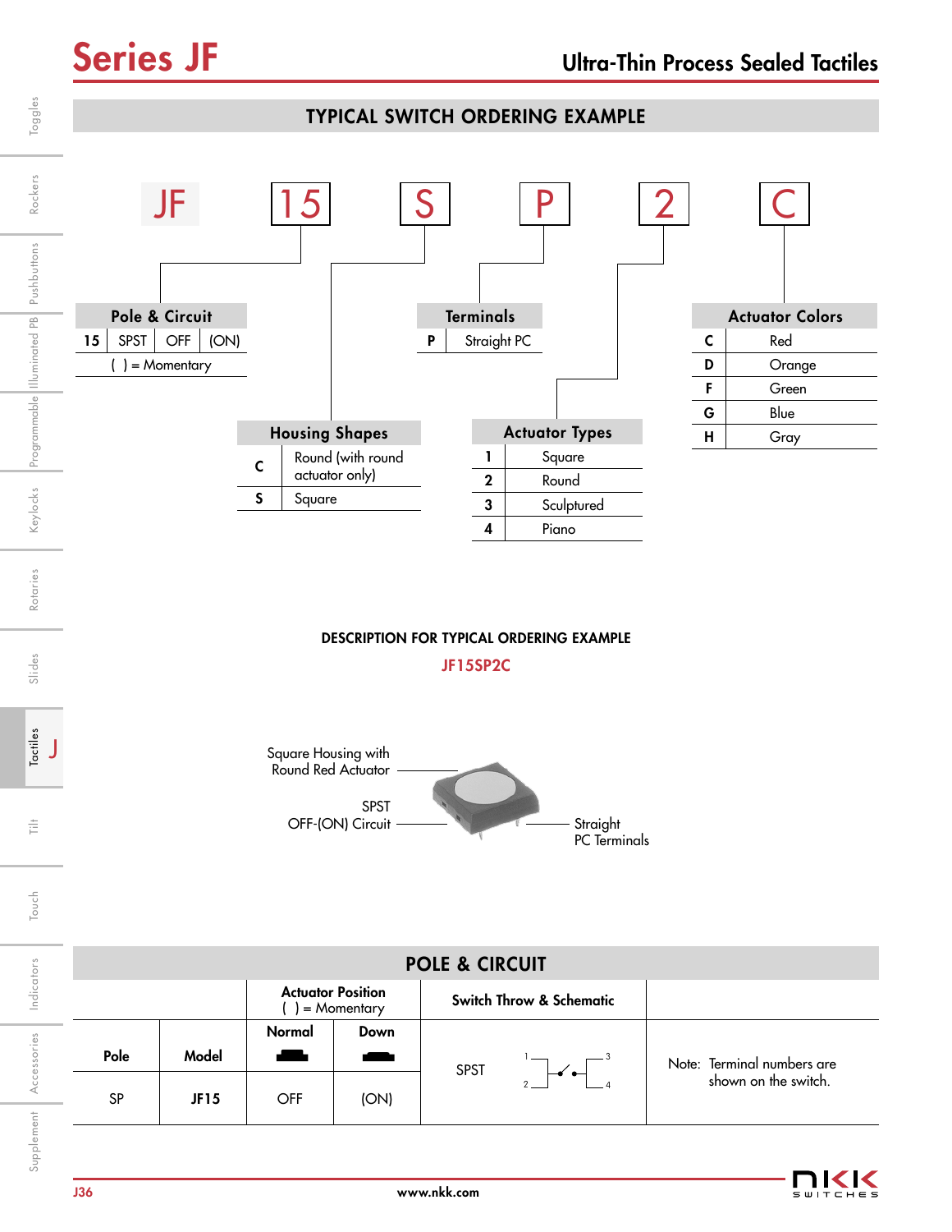# Series JF

## Ultra-Thin Process Sealed Tactiles

## TYPICAL SWITCH ORDERING EXAMPLE

JF | 15 | S | P | 2 | C

**Pole & Circuit**

| 15 | SPST | OFF | (ON) |
|---|---|---|---|

( ) = Momentary

**Housing Shapes**

| Code | Description |
|---|---|
| C | Round (with round actuator only) |
| S | Square |

**Terminals**

| Code | Description |
|---|---|
| P | Straight PC |

**Actuator Types**

| Code | Description |
|---|---|
| 1 | Square |
| 2 | Round |
| 3 | Sculptured |
| 4 | Piano |

**Actuator Colors**

| Code | Description |
|---|---|
| C | Red |
| D | Orange |
| F | Green |
| G | Blue |
| H | Gray |

### DESCRIPTION FOR TYPICAL ORDERING EXAMPLE

JF15SP2C

Square Housing with Round Red Actuator

SPST OFF-(ON) Circuit

Straight PC Terminals

## POLE & CIRCUIT

| Pole | Model | Actuator Position ( ) = Momentary — Normal | Down | Switch Throw & Schematic | |
|---|---|---|---|---|---|
| SP | JF15 | OFF | (ON) | SPST | Note: Terminal numbers are shown on the switch. |

www.nkk.com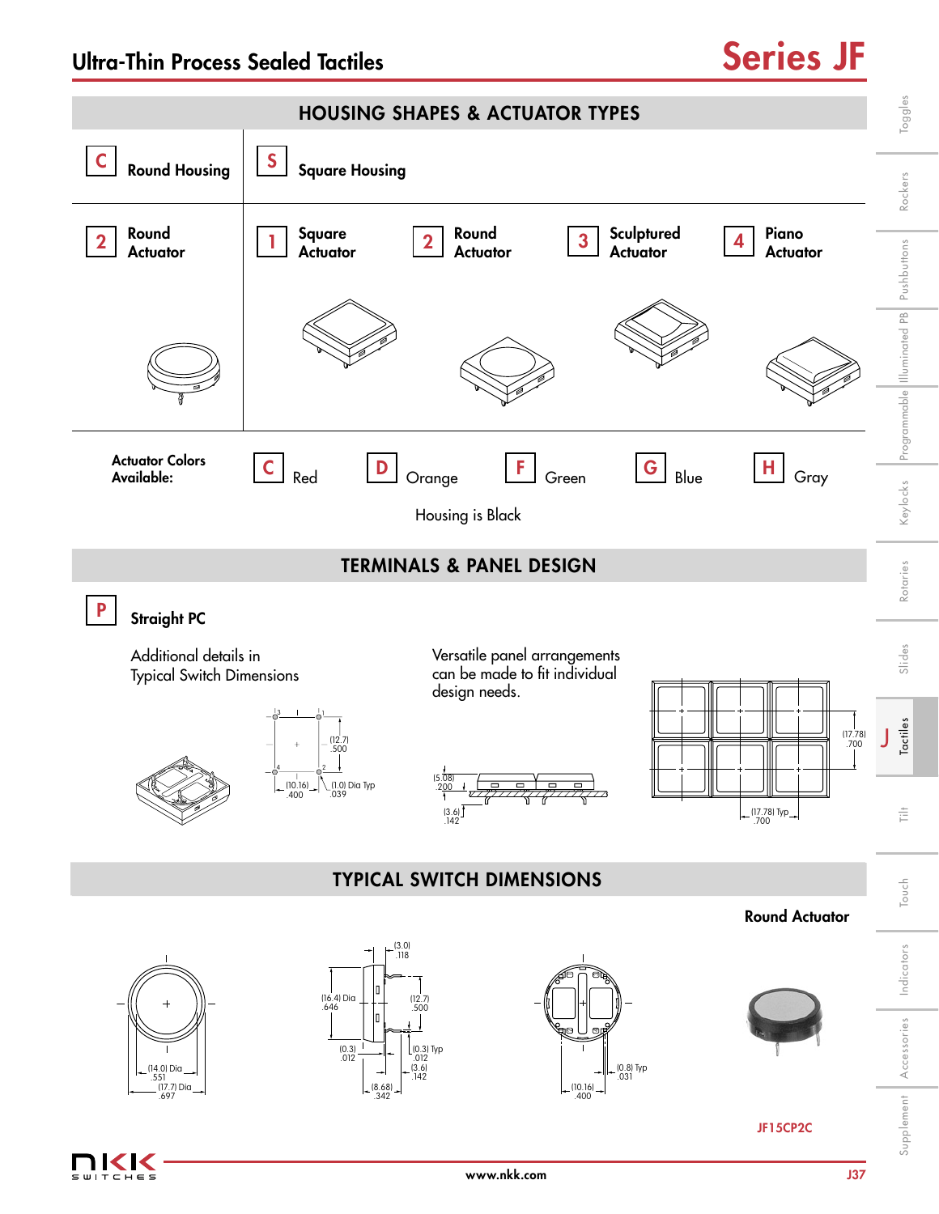# Ultra-Thin Process Sealed Tactiles

## Series JF

## HOUSING SHAPES & ACTUATOR TYPES

**C** Round Housing

**2** Round Actuator

**S** Square Housing

**1** Square Actuator

**2** Round Actuator

**3** Sculptured Actuator

**4** Piano Actuator

**Actuator Colors Available:**

**C** Red **D** Orange **F** Green **G** Blue **H** Gray

Housing is Black

## TERMINALS & PANEL DESIGN

**P** Straight PC

Additional details in Typical Switch Dimensions

(12.7) .500

(10.16) .400

(1.0) Dia Typ .039

Versatile panel arrangements can be made to fit individual design needs.

(5.08) .200

(3.6) .142

(17.78) .700

(17.78) Typ .700

## TYPICAL SWITCH DIMENSIONS

**Round Actuator**

(14.0) Dia .551

(17.7) Dia .697

(3.0) .118

(16.4) Dia .646

(12.7) .500

(0.3) .012

(0.3) Typ .012

(3.6) .142

(8.68) .342

(0.8) Typ .031

(10.16) .400

JF15CP2C

www.nkk.com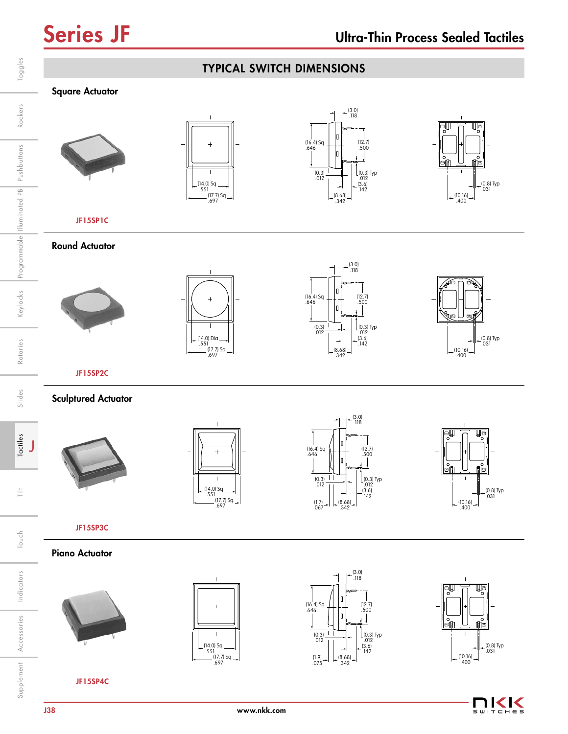# Series JF

## Ultra-Thin Process Sealed Tactiles

## TYPICAL SWITCH DIMENSIONS

### Square Actuator

(3.0) .118

(16.4) Sq .646

(12.7) .500

(0.3) .012

(0.3) Typ .012

(3.6) .142

(8.68) .342

(14.0) Sq .551

(17.7) Sq .697

(0.8) Typ .031

(10.16) .400

JF15SP1C

### Round Actuator

(3.0) .118

(16.4) Sq .646

(12.7) .500

(0.3) .012

(0.3) Typ .012

(3.6) .142

(8.68) .342

(14.0) Dia .551

(17.7) Sq .697

(0.8) Typ .031

(10.16) .400

JF15SP2C

### Sculptured Actuator

(3.0) .118

(16.4) Sq .646

(12.7) .500

(0.3) .012

(0.3) Typ .012

(3.6) .142

(1.7) .067

(8.68) .342

(14.0) Sq .551

(17.7) Sq .697

(0.8) Typ .031

(10.16) .400

JF15SP3C

### Piano Actuator

(3.0) .118

(16.4) Sq .646

(12.7) .500

(0.3) .012

(0.3) Typ .012

(3.6) .142

(1.9) .075

(8.68) .342

(14.0) Sq .551

(17.7) Sq .697

(0.8) Typ .031

(10.16) .400

JF15SP4C

www.nkk.com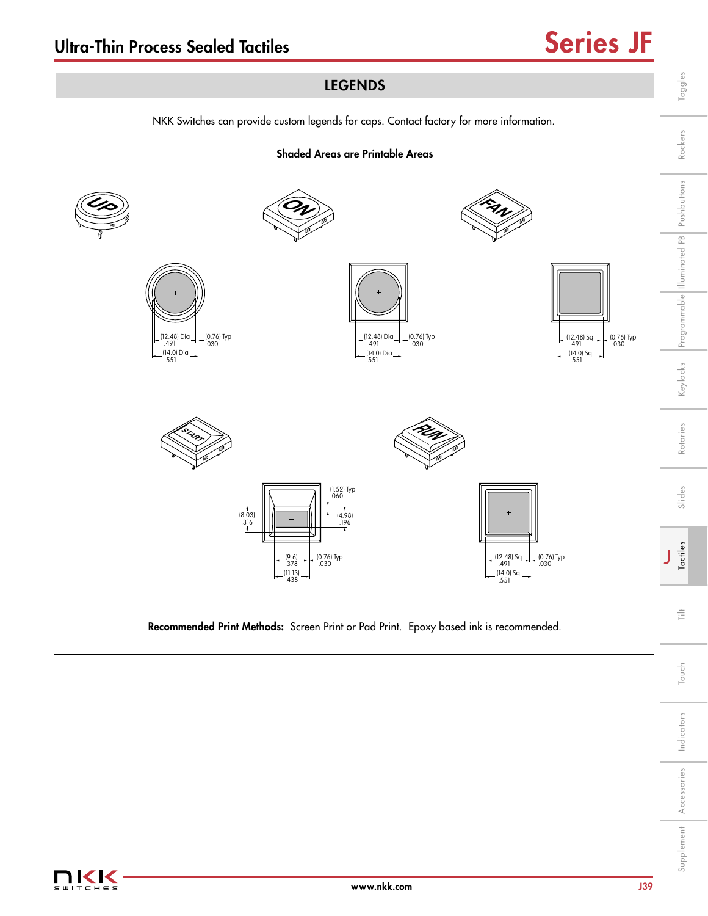# Ultra-Thin Process Sealed Tactiles

# Series JF

## LEGENDS

NKK Switches can provide custom legends for caps. Contact factory for more information.

**Shaded Areas are Printable Areas**

(12.48) Dia
.491

(0.76) Typ
.030

(14.0) Dia
.551

(12.48) Dia
.491

(0.76) Typ
.030

(14.0) Dia
.551

(12.48) Sq
.491

(0.76) Typ
.030

(14.0) Sq
.551

(1.52) Typ
.060

(8.03)
.316

(4.98)
.196

(9.6)
.378

(0.76) Typ
.030

(11.13)
.438

(12.48) Sq
.491

(0.76) Typ
.030

(14.0) Sq
.551

**Recommended Print Methods:** Screen Print or Pad Print. Epoxy based ink is recommended.